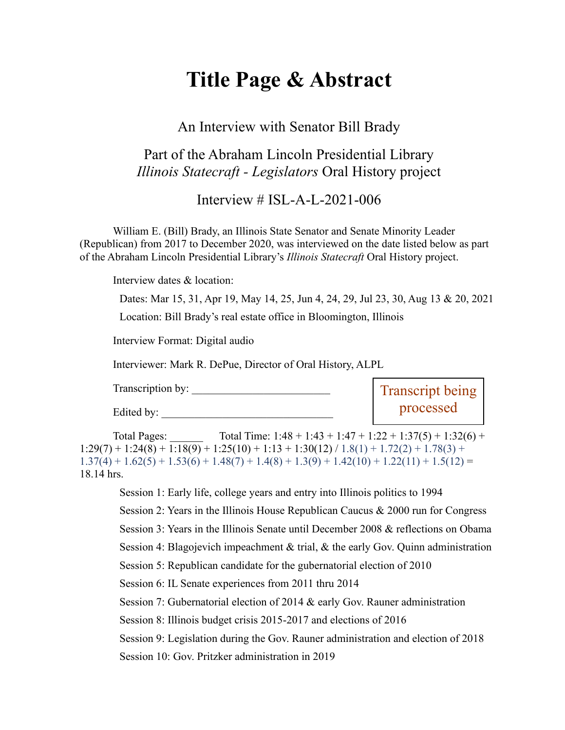# Title Page & Abstract

An Interview with Senator Bill Brady

Part of the Abraham Lincoln Presidential Library
*Illinois Statecraft - Legislators* Oral History project

Interview # ISL-A-L-2021-006

William E. (Bill) Brady, an Illinois State Senator and Senate Minority Leader (Republican) from 2017 to December 2020, was interviewed on the date listed below as part of the Abraham Lincoln Presidential Library's *Illinois Statecraft* Oral History project.

Interview dates & location:

Dates: Mar 15, 31, Apr 19, May 14, 25, Jun 4, 24, 29, Jul 23, 30, Aug 13 & 20, 2021

Location: Bill Brady's real estate office in Bloomington, Illinois

Interview Format: Digital audio

Interviewer: Mark R. DePue, Director of Oral History, ALPL

Transcription by: ________________________

Edited by: ______________________________

Transcript being processed

Total Pages: ______ Total Time: 1:48 + 1:43 + 1:47 + 1:22 + 1:37(5) + 1:32(6) + 1:29(7) + 1:24(8) + 1:18(9) + 1:25(10) + 1:13 + 1:30(12) / 1.8(1) + 1.72(2) + 1.78(3) + 1.37(4) + 1.62(5) + 1.53(6) + 1.48(7) + 1.4(8) + 1.3(9) + 1.42(10) + 1.22(11) + 1.5(12) = 18.14 hrs.

Session 1: Early life, college years and entry into Illinois politics to 1994

Session 2: Years in the Illinois House Republican Caucus & 2000 run for Congress

Session 3: Years in the Illinois Senate until December 2008 & reflections on Obama

Session 4: Blagojevich impeachment & trial, & the early Gov. Quinn administration

Session 5: Republican candidate for the gubernatorial election of 2010

Session 6: IL Senate experiences from 2011 thru 2014

Session 7: Gubernatorial election of 2014 & early Gov. Rauner administration

Session 8: Illinois budget crisis 2015-2017 and elections of 2016

Session 9: Legislation during the Gov. Rauner administration and election of 2018

Session 10: Gov. Pritzker administration in 2019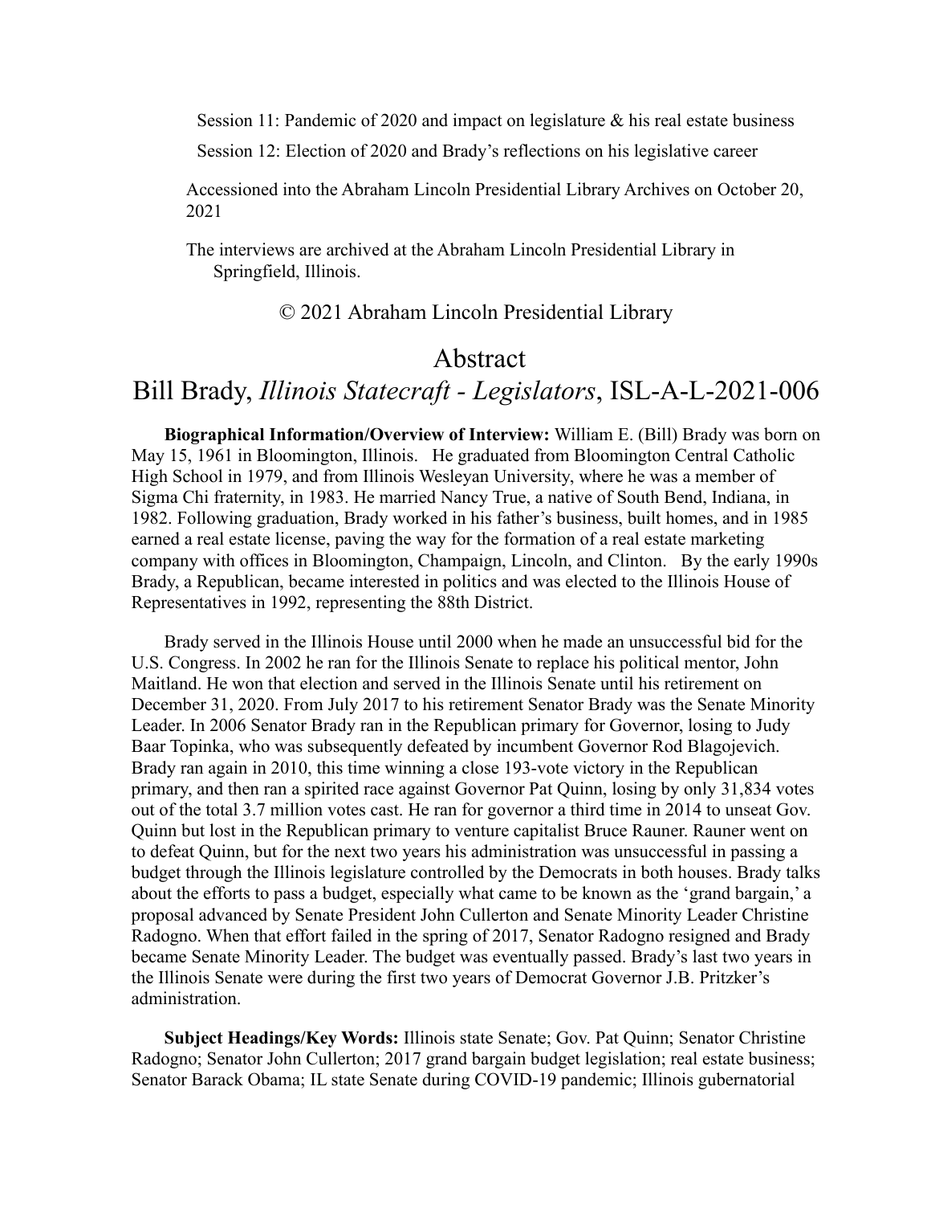Session 11: Pandemic of 2020 and impact on legislature & his real estate business

Session 12: Election of 2020 and Brady's reflections on his legislative career

Accessioned into the Abraham Lincoln Presidential Library Archives on October 20, 2021

The interviews are archived at the Abraham Lincoln Presidential Library in Springfield, Illinois.

© 2021 Abraham Lincoln Presidential Library

# Abstract

## Bill Brady, *Illinois Statecraft - Legislators*, ISL-A-L-2021-006

**Biographical Information/Overview of Interview:** William E. (Bill) Brady was born on May 15, 1961 in Bloomington, Illinois. He graduated from Bloomington Central Catholic High School in 1979, and from Illinois Wesleyan University, where he was a member of Sigma Chi fraternity, in 1983. He married Nancy True, a native of South Bend, Indiana, in 1982. Following graduation, Brady worked in his father's business, built homes, and in 1985 earned a real estate license, paving the way for the formation of a real estate marketing company with offices in Bloomington, Champaign, Lincoln, and Clinton. By the early 1990s Brady, a Republican, became interested in politics and was elected to the Illinois House of Representatives in 1992, representing the 88th District.

Brady served in the Illinois House until 2000 when he made an unsuccessful bid for the U.S. Congress. In 2002 he ran for the Illinois Senate to replace his political mentor, John Maitland. He won that election and served in the Illinois Senate until his retirement on December 31, 2020. From July 2017 to his retirement Senator Brady was the Senate Minority Leader. In 2006 Senator Brady ran in the Republican primary for Governor, losing to Judy Baar Topinka, who was subsequently defeated by incumbent Governor Rod Blagojevich. Brady ran again in 2010, this time winning a close 193-vote victory in the Republican primary, and then ran a spirited race against Governor Pat Quinn, losing by only 31,834 votes out of the total 3.7 million votes cast. He ran for governor a third time in 2014 to unseat Gov. Quinn but lost in the Republican primary to venture capitalist Bruce Rauner. Rauner went on to defeat Quinn, but for the next two years his administration was unsuccessful in passing a budget through the Illinois legislature controlled by the Democrats in both houses. Brady talks about the efforts to pass a budget, especially what came to be known as the 'grand bargain,' a proposal advanced by Senate President John Cullerton and Senate Minority Leader Christine Radogno. When that effort failed in the spring of 2017, Senator Radogno resigned and Brady became Senate Minority Leader. The budget was eventually passed. Brady's last two years in the Illinois Senate were during the first two years of Democrat Governor J.B. Pritzker's administration.

**Subject Headings/Key Words:** Illinois state Senate; Gov. Pat Quinn; Senator Christine Radogno; Senator John Cullerton; 2017 grand bargain budget legislation; real estate business; Senator Barack Obama; IL state Senate during COVID-19 pandemic; Illinois gubernatorial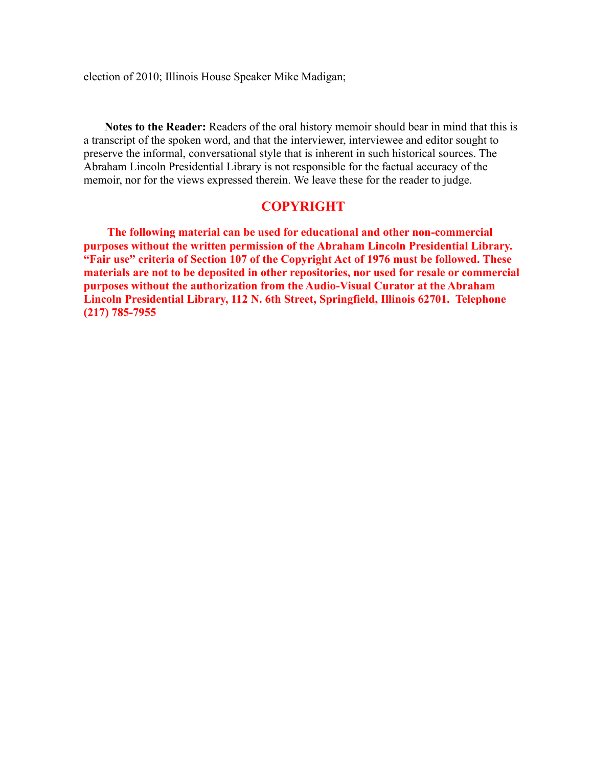election of 2010; Illinois House Speaker Mike Madigan;

**Notes to the Reader:** Readers of the oral history memoir should bear in mind that this is a transcript of the spoken word, and that the interviewer, interviewee and editor sought to preserve the informal, conversational style that is inherent in such historical sources. The Abraham Lincoln Presidential Library is not responsible for the factual accuracy of the memoir, nor for the views expressed therein. We leave these for the reader to judge.

## COPYRIGHT

**The following material can be used for educational and other non-commercial purposes without the written permission of the Abraham Lincoln Presidential Library. "Fair use" criteria of Section 107 of the Copyright Act of 1976 must be followed. These materials are not to be deposited in other repositories, nor used for resale or commercial purposes without the authorization from the Audio-Visual Curator at the Abraham Lincoln Presidential Library, 112 N. 6th Street, Springfield, Illinois 62701. Telephone (217) 785-7955**